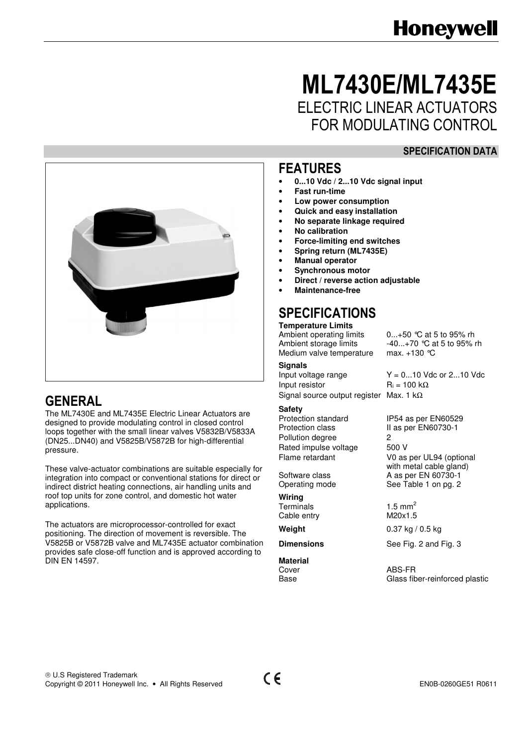# ML7430E/ML7435E

## ELECTRIC LINEAR ACTUATORS FOR MODULATING CONTROL

**SPECIFICATION DATA**

## GENERAL

The ML7430E and ML7435E Electric Linear Actuators are designed to provide modulating control in closed control loops together with the small linear valves V5832B/V5833A (DN25...DN40) and V5825B/V5872B for high-differential pressure.

These valve-actuator combinations are suitable especially for integration into compact or conventional stations for direct or indirect district heating connections, air handling units and roof top units for zone control, and domestic hot water applications.

The actuators are microprocessor-controlled for exact positioning. The direction of movement is reversible. The V5825B or V5872B valve and ML7435E actuator combination provides safe close-off function and is approved according to DIN EN 14597.

## FEATURES

- **0...10 Vdc / 2...10 Vdc signal input**
- **Fast run-time**
- **Low power consumption**
- **Quick and easy installation**
- **No separate linkage required**
- **No calibration**
- **Force-limiting end switches**
- **Spring return (ML7435E)**
- **Manual operator**
- **Synchronous motor**
- **Direct / reverse action adjustable**
- **Maintenance-free**

## SPECIFICATIONS

**Temperature Limits**

| | |
|---|---|
| Ambient operating limits | 0...+50 °C at 5 to 95% rh |
| Ambient storage limits | -40...+70 °C at 5 to 95% rh |
| Medium valve temperature | max. +130 °C |

**Signals**

| | |
|---|---|
| Input voltage range | Y = 0...10 Vdc or 2...10 Vdc |
| Input resistor | $R_i$ = 100 kΩ |
| Signal source output register | Max. 1 kΩ |

**Safety**

| | |
|---|---|
| Protection standard | IP54 as per EN60529 |
| Protection class | II as per EN60730-1 |
| Pollution degree | 2 |
| Rated impulse voltage | 500 V |
| Flame retardant | V0 as per UL94 (optional with metal cable gland) |
| Software class | A as per EN 60730-1 |
| Operating mode | See Table 1 on pg. 2 |

**Wiring**

| | |
|---|---|
| Terminals | 1.5 mm$^2$ |
| Cable entry | M20x1.5 |

| | |
|---|---|
| **Weight** | 0.37 kg / 0.5 kg |
| **Dimensions** | See Fig. 2 and Fig. 3 |

**Material**

| | |
|---|---|
| Cover | ABS-FR |
| Base | Glass fiber-reinforced plastic |

® U.S Registered Trademark
Copyright © 2011 Honeywell Inc. • All Rights Reserved

EN0B-0260GE51 R0611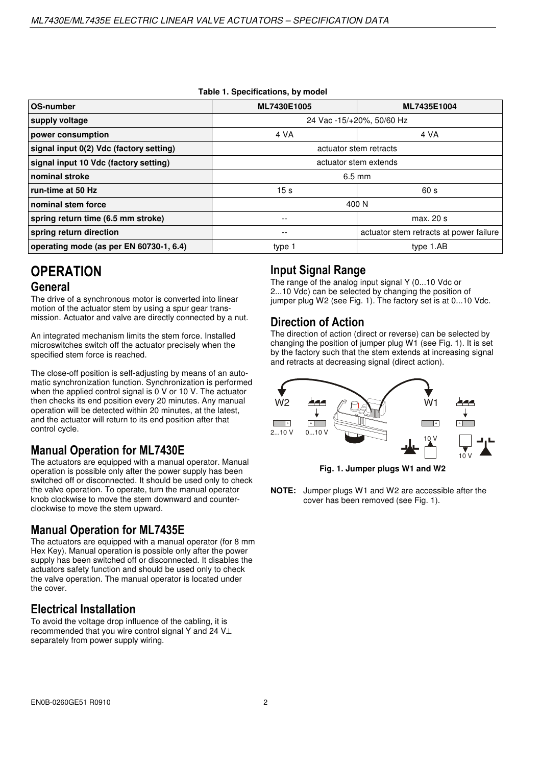**Table 1. Specifications, by model**

| OS-number | ML7430E1005 | ML7435E1004 |
|---|---|---|
| supply voltage | 24 Vac -15/+20%, 50/60 Hz | |
| power consumption | 4 VA | 4 VA |
| signal input 0(2) Vdc (factory setting) | actuator stem retracts | |
| signal input 10 Vdc (factory setting) | actuator stem extends | |
| nominal stroke | 6.5 mm | |
| run-time at 50 Hz | 15 s | 60 s |
| nominal stem force | 400 N | |
| spring return time (6.5 mm stroke) | -- | max. 20 s |
| spring return direction | -- | actuator stem retracts at power failure |
| operating mode (as per EN 60730-1, 6.4) | type 1 | type 1.AB |

# OPERATION

## General

The drive of a synchronous motor is converted into linear motion of the actuator stem by using a spur gear transmission. Actuator and valve are directly connected by a nut.

An integrated mechanism limits the stem force. Installed microswitches switch off the actuator precisely when the specified stem force is reached.

The close-off position is self-adjusting by means of an automatic synchronization function. Synchronization is performed when the applied control signal is 0 V or 10 V. The actuator then checks its end position every 20 minutes. Any manual operation will be detected within 20 minutes, at the latest, and the actuator will return to its end position after that control cycle.

## Manual Operation for ML7430E

The actuators are equipped with a manual operator. Manual operation is possible only after the power supply has been switched off or disconnected. It should be used only to check the valve operation. To operate, turn the manual operator knob clockwise to move the stem downward and counter-clockwise to move the stem upward.

## Manual Operation for ML7435E

The actuators are equipped with a manual operator (for 8 mm Hex Key). Manual operation is possible only after the power supply has been switched off or disconnected. It disables the actuators safety function and should be used only to check the valve operation. The manual operator is located under the cover.

## Electrical Installation

To avoid the voltage drop influence of the cabling, it is recommended that you wire control signal Y and 24 V⊥ separately from power supply wiring.

## Input Signal Range

The range of the analog input signal Y (0...10 Vdc or 2...10 Vdc) can be selected by changing the position of jumper plug W2 (see Fig. 1). The factory set is at 0...10 Vdc.

## Direction of Action

The direction of action (direct or reverse) can be selected by changing the position of jumper plug W1 (see Fig. 1). It is set by the factory such that the stem extends at increasing signal and retracts at decreasing signal (direct action).

W2 — 2...10 V, 0...10 V; W1 — 10 V, 10 V

**Fig. 1. Jumper plugs W1 and W2**

**NOTE:** Jumper plugs W1 and W2 are accessible after the cover has been removed (see Fig. 1).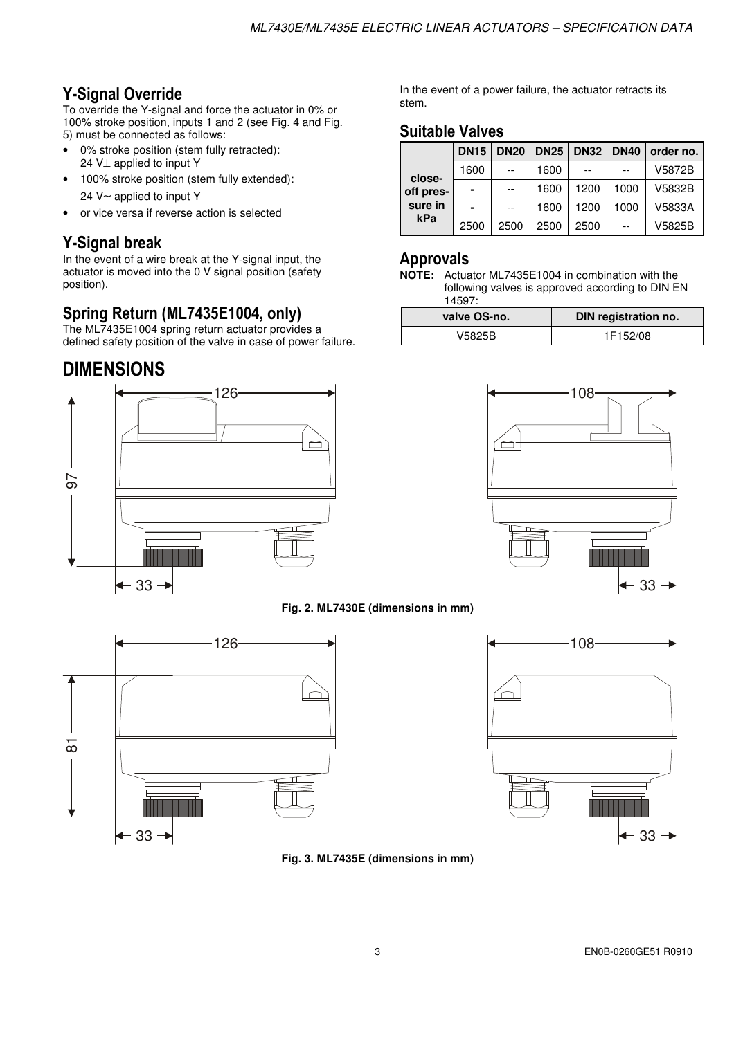## Y-Signal Override

To override the Y-signal and force the actuator in 0% or 100% stroke position, inputs 1 and 2 (see Fig. 4 and Fig. 5) must be connected as follows:

- 0% stroke position (stem fully retracted): 24 V⊥ applied to input Y
- 100% stroke position (stem fully extended): 24 V~ applied to input Y
- or vice versa if reverse action is selected

## Y-Signal break

In the event of a wire break at the Y-signal input, the actuator is moved into the 0 V signal position (safety position).

## Spring Return (ML7435E1004, only)

The ML7435E1004 spring return actuator provides a defined safety position of the valve in case of power failure.

In the event of a power failure, the actuator retracts its stem.

## Suitable Valves

| | DN15 | DN20 | DN25 | DN32 | DN40 | order no. |
|---|---|---|---|---|---|---|
| close-off pressure in kPa | 1600 | -- | 1600 | -- | -- | V5872B |
| | - | -- | 1600 | 1200 | 1000 | V5832B |
| | - | -- | 1600 | 1200 | 1000 | V5833A |
| | 2500 | 2500 | 2500 | 2500 | -- | V5825B |

## Approvals

**NOTE:** Actuator ML7435E1004 in combination with the following valves is approved according to DIN EN 14597:

| valve OS-no. | DIN registration no. |
|---|---|
| V5825B | 1F152/08 |

# DIMENSIONS

Fig. 2. ML7430E (dimensions in mm)

Fig. 3. ML7435E (dimensions in mm)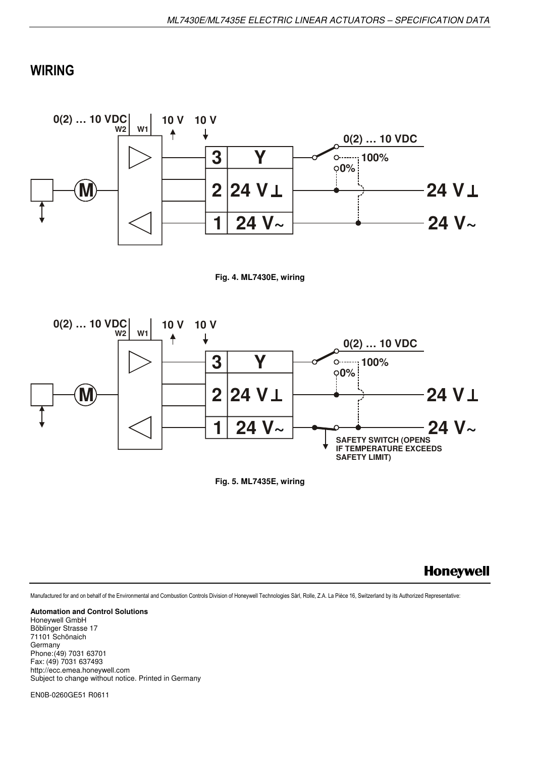## WIRING

0(2) … 10 VDC
W2 W1
10 V 10 V
3 Y
2 24 V⊥
1 24 V~
M
0(2) … 10 VDC
100%
0%
24 V⊥
24 V~

**Fig. 4. ML7430E, wiring**

0(2) … 10 VDC
W2 W1
10 V 10 V
3 Y
2 24 V⊥
1 24 V~
M
0(2) … 10 VDC
100%
0%
24 V⊥
24 V~
SAFETY SWITCH (OPENS IF TEMPERATURE EXCEEDS SAFETY LIMIT)

**Fig. 5. ML7435E, wiring**

**Honeywell**

Manufactured for and on behalf of the Environmental and Combustion Controls Division of Honeywell Technologies Sàrl, Rolle, Z.A. La Pièce 16, Switzerland by its Authorized Representative:

**Automation and Control Solutions**
Honeywell GmbH
Böblinger Strasse 17
71101 Schönaich
Germany
Phone:(49) 7031 63701
Fax: (49) 7031 637493
http://ecc.emea.honeywell.com
Subject to change without notice. Printed in Germany

EN0B-0260GE51 R0611